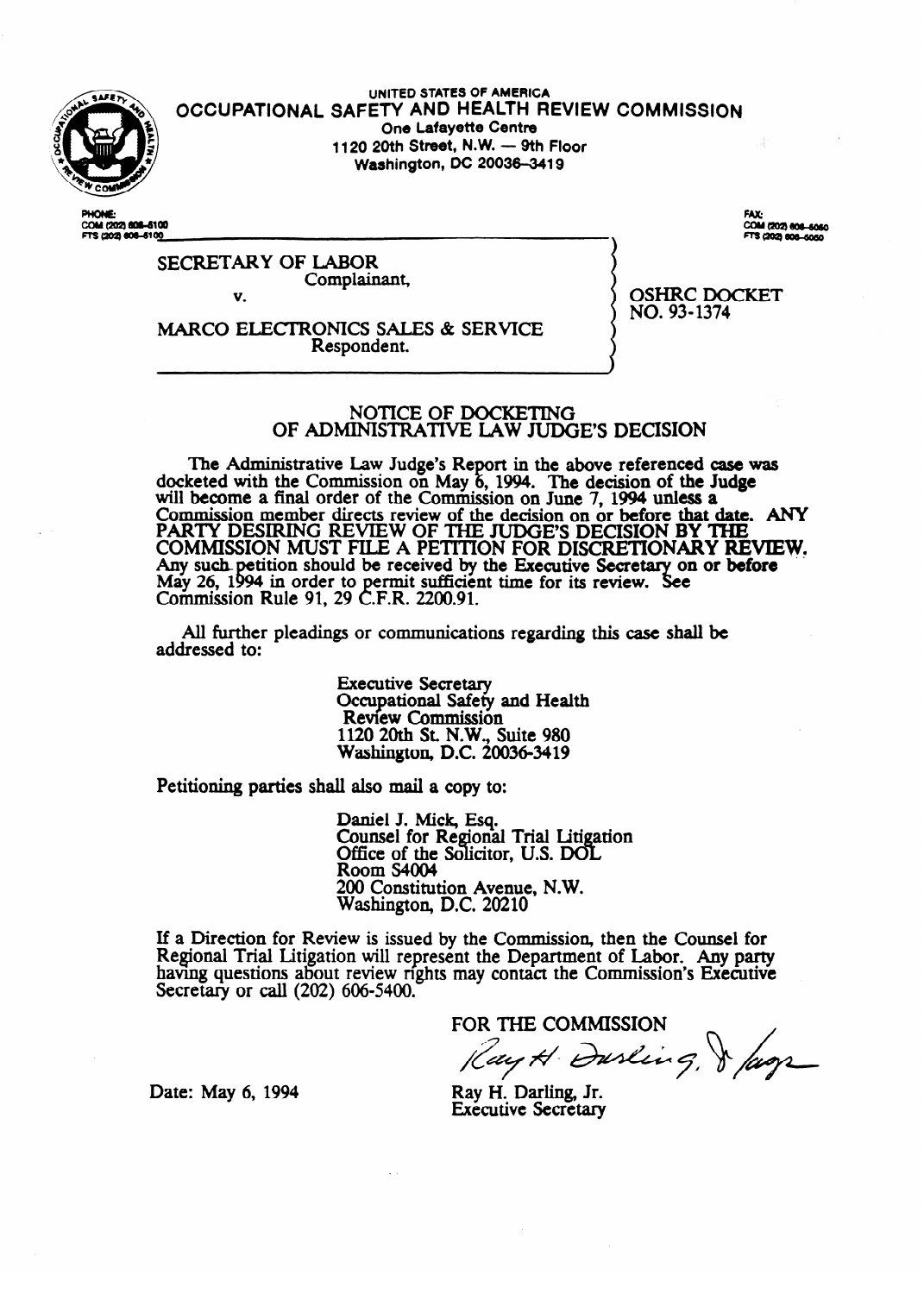UNITED STATES OF AMERICA

# OCCUPATIONAL SAFETY AND HEALTH REVIEW COMMISSION

One Lafayette Centre
1120 20th Street, N.W. — 9th Floor
Washington, DC 20036-3419

PHONE:
COM (202) 606-5100
FTS (202) 606-5100

FAX:
COM (202) 606-5050
FTS (202) 606-5050

SECRETARY OF LABOR
Complainant,

v.

MARCO ELECTRONICS SALES & SERVICE
Respondent.

OSHRC DOCKET
NO. 93-1374

## NOTICE OF DOCKETING OF ADMINISTRATIVE LAW JUDGE'S DECISION

The Administrative Law Judge's Report in the above referenced case was docketed with the Commission on May 6, 1994. The decision of the Judge will become a final order of the Commission on June 7, 1994 unless a Commission member directs review of the decision on or before that date. **ANY PARTY DESIRING REVIEW OF THE JUDGE'S DECISION BY THE COMMISSION MUST FILE A PETITION FOR DISCRETIONARY REVIEW.** Any such petition should be received by the Executive Secretary on or before May 26, 1994 in order to permit sufficient time for its review. See Commission Rule 91, 29 C.F.R. 2200.91.

All further pleadings or communications regarding this case shall be addressed to:

Executive Secretary
Occupational Safety and Health
Review Commission
1120 20th St. N.W., Suite 980
Washington, D.C. 20036-3419

Petitioning parties shall also mail a copy to:

Daniel J. Mick, Esq.
Counsel for Regional Trial Litigation
Office of the Solicitor, U.S. DOL
Room S4004
200 Constitution Avenue, N.W.
Washington, D.C. 20210

If a Direction for Review is issued by the Commission, then the Counsel for Regional Trial Litigation will represent the Department of Labor. Any party having questions about review rights may contact the Commission's Executive Secretary or call (202) 606-5400.

FOR THE COMMISSION

Ray H. Darling, Jr.
Executive Secretary

Date: May 6, 1994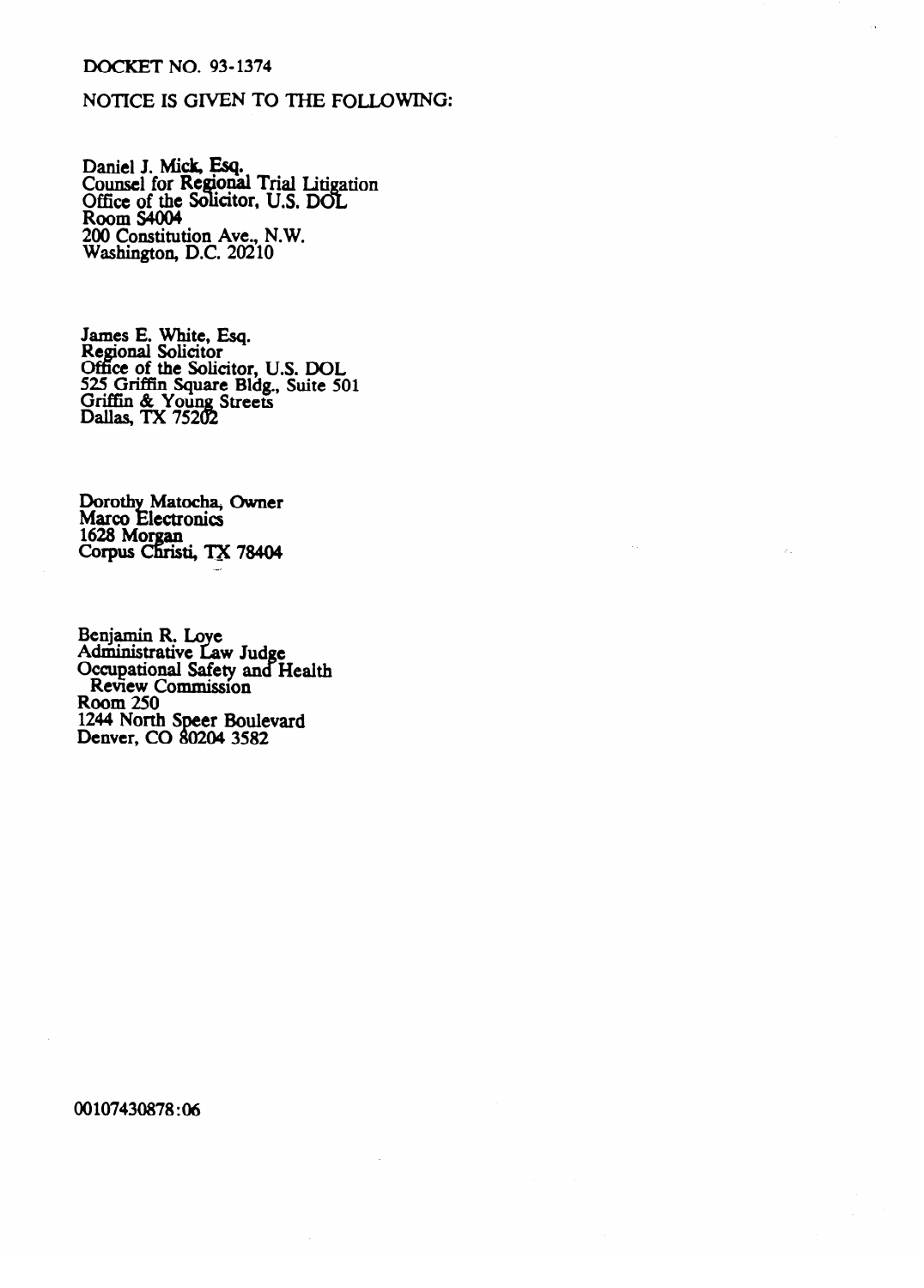DOCKET NO. 93-1374

NOTICE IS GIVEN TO THE FOLLOWING:

Daniel J. Mick, Esq.
Counsel for Regional Trial Litigation
Office of the Solicitor, U.S. DOL
Room S4004
200 Constitution Ave., N.W.
Washington, D.C. 20210

James E. White, Esq.
Regional Solicitor
Office of the Solicitor, U.S. DOL
525 Griffin Square Bldg., Suite 501
Griffin & Young Streets
Dallas, TX 75202

Dorothy Matocha, Owner
Marco Electronics
1628 Morgan
Corpus Christi, TX 78404

Benjamin R. Loye
Administrative Law Judge
Occupational Safety and Health
Review Commission
Room 250
1244 North Speer Boulevard
Denver, CO 80204 3582

00107430878:06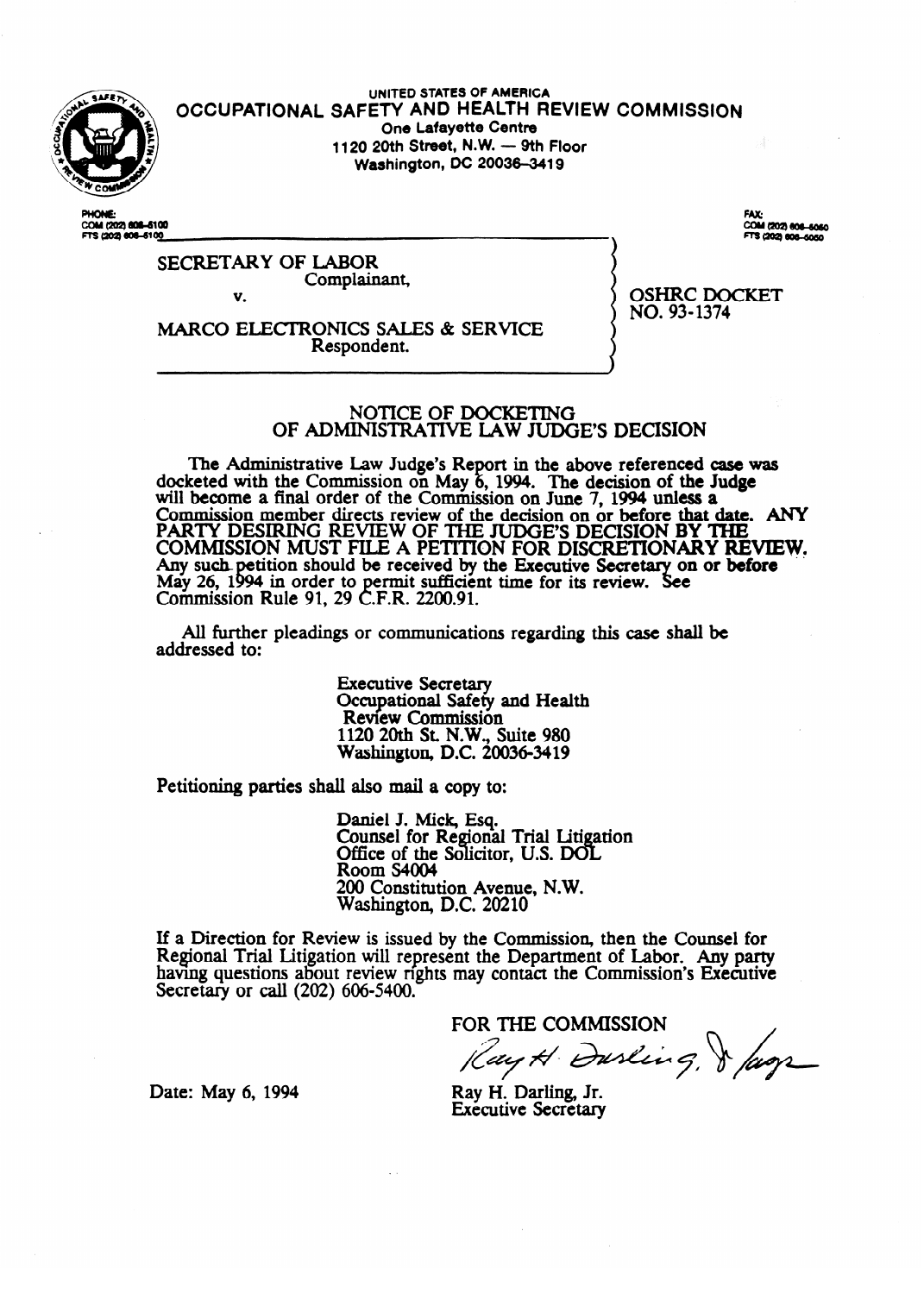UNITED STATES OF AMERICA

# OCCUPATIONAL SAFETY AND HEALTH REVIEW COMMISSION

One Lafayette Centre
1120 20th Street, N.W. — 9th Floor
Washington, DC 20036-3419

PHONE:
COM (202) 606-5100
FTS (202) 606-5100

FAX:
COM (202) 606-5050
FTS (202) 606-5050

SECRETARY OF LABOR
Complainant,

v.

MARCO ELECTRONICS SALES & SERVICE
Respondent.

OSHRC DOCKET
NO. 93-1374

## NOTICE OF DOCKETING OF ADMINISTRATIVE LAW JUDGE'S DECISION

The Administrative Law Judge's Report in the above referenced case was docketed with the Commission on May 6, 1994. The decision of the Judge will become a final order of the Commission on June 7, 1994 unless a Commission member directs review of the decision on or before that date. **ANY PARTY DESIRING REVIEW OF THE JUDGE'S DECISION BY THE COMMISSION MUST FILE A PETITION FOR DISCRETIONARY REVIEW.** Any such petition should be received by the Executive Secretary on or before May 26, 1994 in order to permit sufficient time for its review. See Commission Rule 91, 29 C.F.R. 2200.91.

All further pleadings or communications regarding this case shall be addressed to:

Executive Secretary
Occupational Safety and Health
Review Commission
1120 20th St. N.W., Suite 980
Washington, D.C. 20036-3419

Petitioning parties shall also mail a copy to:

Daniel J. Mick, Esq.
Counsel for Regional Trial Litigation
Office of the Solicitor, U.S. DOL
Room S4004
200 Constitution Avenue, N.W.
Washington, D.C. 20210

If a Direction for Review is issued by the Commission, then the Counsel for Regional Trial Litigation will represent the Department of Labor. Any party having questions about review rights may contact the Commission's Executive Secretary or call (202) 606-5400.

FOR THE COMMISSION

Ray H. Darling, Jr.
Executive Secretary

Date: May 6, 1994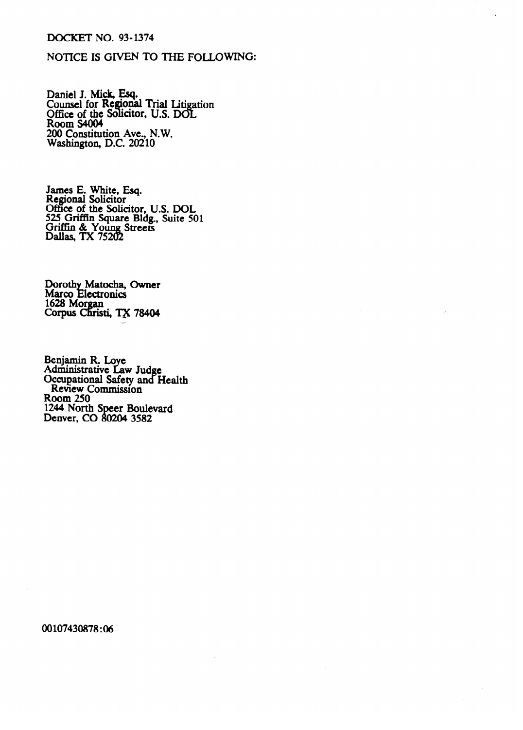DOCKET NO. 93-1374

NOTICE IS GIVEN TO THE FOLLOWING:

Daniel J. Mick, Esq.
Counsel for Regional Trial Litigation
Office of the Solicitor, U.S. DOL
Room S4004
200 Constitution Ave., N.W.
Washington, D.C. 20210

James E. White, Esq.
Regional Solicitor
Office of the Solicitor, U.S. DOL
525 Griffin Square Bldg., Suite 501
Griffin & Young Streets
Dallas, TX 75202

Dorothy Matocha, Owner
Marco Electronics
1628 Morgan
Corpus Christi, TX 78404

Benjamin R. Loye
Administrative Law Judge
Occupational Safety and Health
Review Commission
Room 250
1244 North Speer Boulevard
Denver, CO 80204 3582

00107430878:06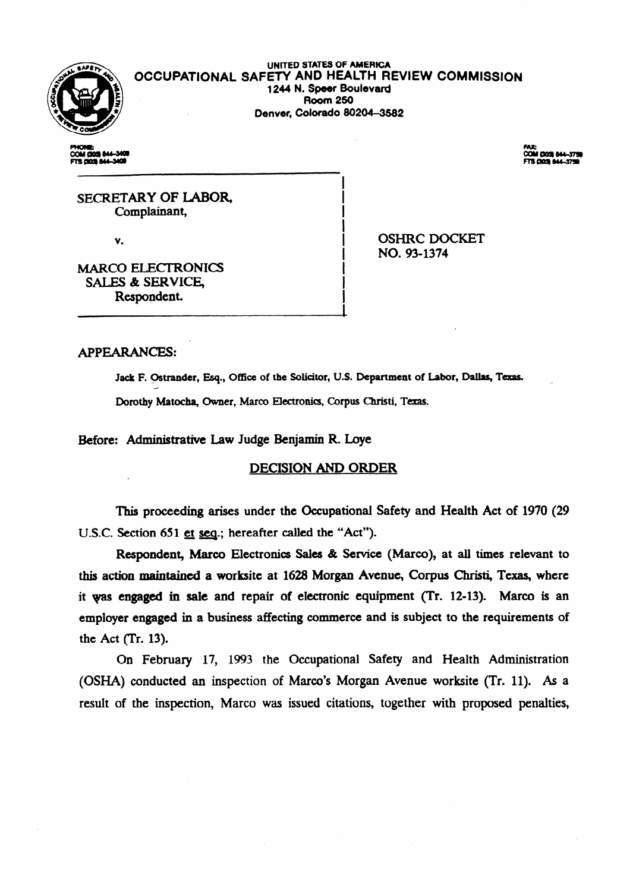UNITED STATES OF AMERICA

**OCCUPATIONAL SAFETY AND HEALTH REVIEW COMMISSION**

1244 N. Speer Boulevard
Room 250
Denver, Colorado 80204-3582

PHONE:
COM (303) 844-3409
FTS (303) 844-3409

FAX:
COM (303) 844-3759
FTS (303) 844-3759

SECRETARY OF LABOR,
Complainant,

v.

MARCO ELECTRONICS
SALES & SERVICE,
Respondent.

OSHRC DOCKET
NO. 93-1374

APPEARANCES:

Jack F. Ostrander, Esq., Office of the Solicitor, U.S. Department of Labor, Dallas, Texas.

Dorothy Matocha, Owner, Marco Electronics, Corpus Christi, Texas.

Before: Administrative Law Judge Benjamin R. Loye

## DECISION AND ORDER

This proceeding arises under the Occupational Safety and Health Act of 1970 (29 U.S.C. Section 651 et seq.; hereafter called the "Act").

Respondent, Marco Electronics Sales & Service (Marco), at all times relevant to this action maintained a worksite at 1628 Morgan Avenue, Corpus Christi, Texas, where it was engaged in sale and repair of electronic equipment (Tr. 12-13). Marco is an employer engaged in a business affecting commerce and is subject to the requirements of the Act (Tr. 13).

On February 17, 1993 the Occupational Safety and Health Administration (OSHA) conducted an inspection of Marco's Morgan Avenue worksite (Tr. 11). As a result of the inspection, Marco was issued citations, together with proposed penalties,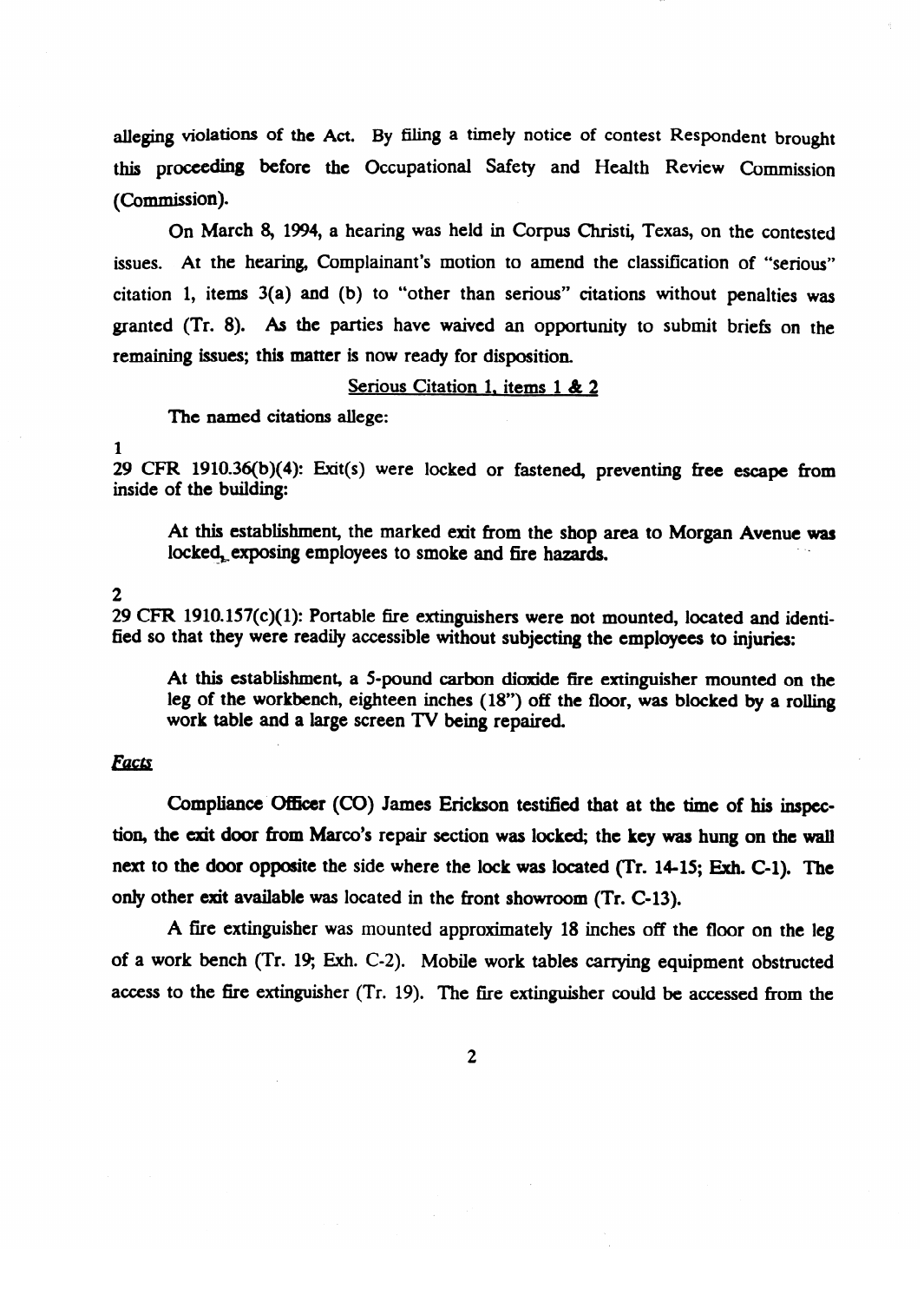alleging violations of the Act. By filing a timely notice of contest Respondent brought this proceeding before the Occupational Safety and Health Review Commission (Commission).

On March 8, 1994, a hearing was held in Corpus Christi, Texas, on the contested issues. At the hearing, Complainant's motion to amend the classification of "serious" citation 1, items 3(a) and (b) to "other than serious" citations without penalties was granted (Tr. 8). As the parties have waived an opportunity to submit briefs on the remaining issues; this matter is now ready for disposition.

<u>Serious Citation 1, items 1 & 2</u>

The named citations allege:

1
29 CFR 1910.36(b)(4): Exit(s) were locked or fastened, preventing free escape from inside of the building:

> At this establishment, the marked exit from the shop area to Morgan Avenue was locked, exposing employees to smoke and fire hazards.

2
29 CFR 1910.157(c)(1): Portable fire extinguishers were not mounted, located and identified so that they were readily accessible without subjecting the employees to injuries:

> At this establishment, a 5-pound carbon dioxide fire extinguisher mounted on the leg of the workbench, eighteen inches (18") off the floor, was blocked by a rolling work table and a large screen TV being repaired.

***Facts***

Compliance Officer (CO) James Erickson testified that at the time of his inspection, the exit door from Marco's repair section was locked; the key was hung on the wall next to the door opposite the side where the lock was located (Tr. 14-15; Exh. C-1). The only other exit available was located in the front showroom (Tr. C-13).

A fire extinguisher was mounted approximately 18 inches off the floor on the leg of a work bench (Tr. 19; Exh. C-2). Mobile work tables carrying equipment obstructed access to the fire extinguisher (Tr. 19). The fire extinguisher could be accessed from the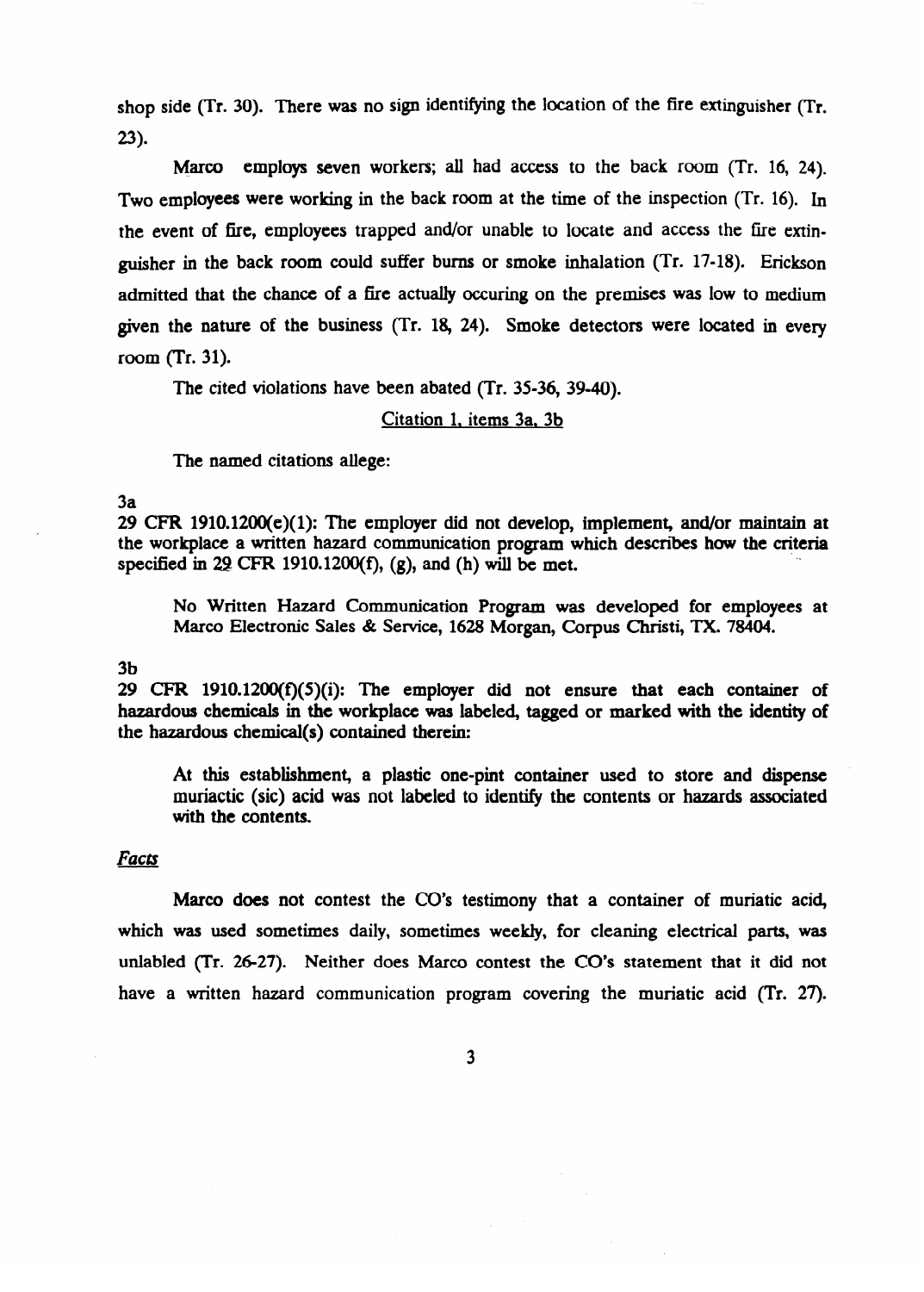shop side (Tr. 30). There was no sign identifying the location of the fire extinguisher (Tr. 23).

Marco employs seven workers; all had access to the back room (Tr. 16, 24). Two employees were working in the back room at the time of the inspection (Tr. 16). In the event of fire, employees trapped and/or unable to locate and access the fire extinguisher in the back room could suffer burns or smoke inhalation (Tr. 17-18). Erickson admitted that the chance of a fire actually occuring on the premises was low to medium given the nature of the business (Tr. 18, 24). Smoke detectors were located in every room (Tr. 31).

The cited violations have been abated (Tr. 35-36, 39-40).

<u>Citation 1, items 3a, 3b</u>

The named citations allege:

3a

**29 CFR 1910.1200(e)(1): The employer did not develop, implement, and/or maintain at the workplace a written hazard communication program which describes how the criteria specified in 29 CFR 1910.1200(f), (g), and (h) will be met.**

> No Written Hazard Communication Program was developed for employees at Marco Electronic Sales & Service, 1628 Morgan, Corpus Christi, TX. 78404.

3b

**29 CFR 1910.1200(f)(5)(i): The employer did not ensure that each container of hazardous chemicals in the workplace was labeled, tagged or marked with the identity of the hazardous chemical(s) contained therein:**

> At this establishment, a plastic one-pint container used to store and dispense muriactic (sic) acid was not labeled to identify the contents or hazards associated with the contents.

*Facts*

Marco does not contest the CO's testimony that a container of muriatic acid, which was used sometimes daily, sometimes weekly, for cleaning electrical parts, was unlabled (Tr. 26-27). Neither does Marco contest the CO's statement that it did not have a written hazard communication program covering the muriatic acid (Tr. 27).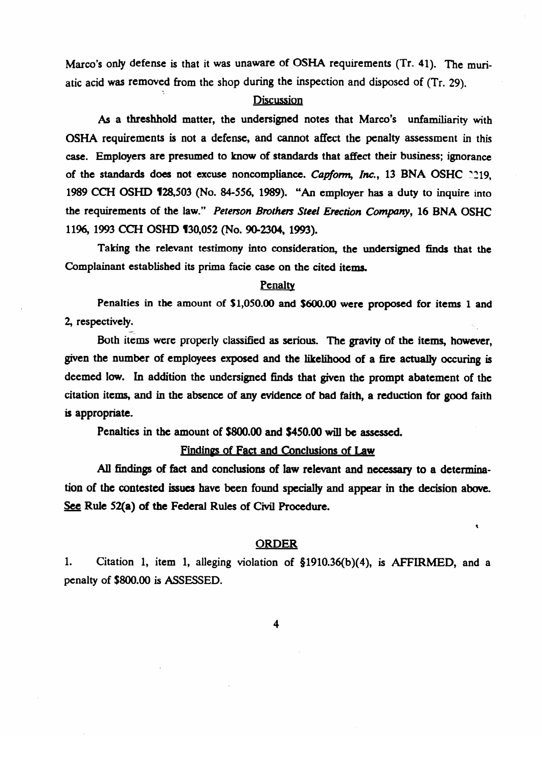Marco's only defense is that it was unaware of OSHA requirements (Tr. 41). The muriatic acid was removed from the shop during the inspection and disposed of (Tr. 29).

## Discussion

As a threshhold matter, the undersigned notes that Marco's unfamiliarity with OSHA requirements is not a defense, and cannot affect the penalty assessment in this case. Employers are presumed to know of standards that affect their business; ignorance of the standards does not excuse noncompliance. *Capform, Inc.*, 13 BNA OSHC 2219, 1989 CCH OSHD ¶28,503 (No. 84-556, 1989). "An employer has a duty to inquire into the requirements of the law." *Peterson Brothers Steel Erection Company*, 16 BNA OSHC 1196, 1993 CCH OSHD ¶30,052 (No. 90-2304, 1993).

Taking the relevant testimony into consideration, the undersigned finds that the Complainant established its prima facie case on the cited items.

## Penalty

Penalties in the amount of $1,050.00 and $600.00 were proposed for items 1 and 2, respectively.

Both items were properly classified as serious. The gravity of the items, however, given the number of employees exposed and the likelihood of a fire actually occuring is deemed low. In addition the undersigned finds that given the prompt abatement of the citation items, and in the absence of any evidence of bad faith, a reduction for good faith is appropriate.

Penalties in the amount of $800.00 and $450.00 will be assessed.

## Findings of Fact and Conclusions of Law

All findings of fact and conclusions of law relevant and necessary to a determination of the contested issues have been found specially and appear in the decision above. See Rule 52(a) of the Federal Rules of Civil Procedure.

## ORDER

1. Citation 1, item 1, alleging violation of §1910.36(b)(4), is AFFIRMED, and a penalty of $800.00 is ASSESSED.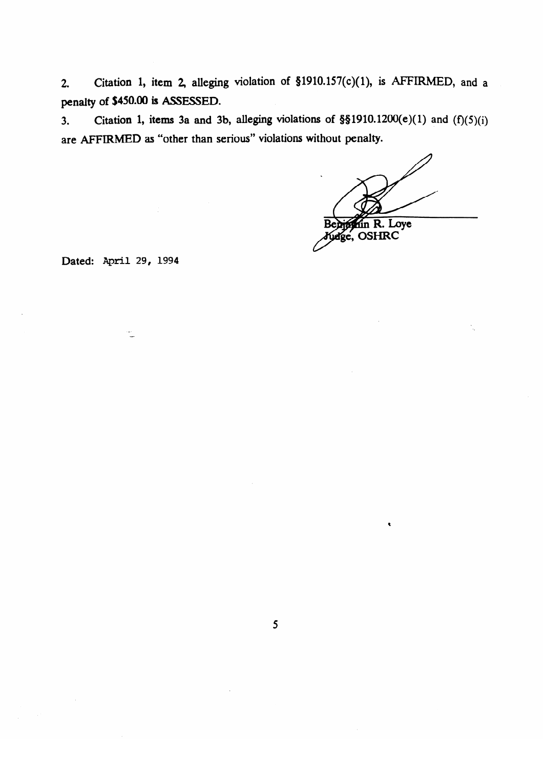2. Citation 1, item 2, alleging violation of §1910.157(c)(1), is AFFIRMED, and a penalty of **$450.00 is ASSESSED.**

3. Citation 1, items 3a and 3b, alleging violations of §§1910.1200(e)(1) and (f)(5)(i) are AFFIRMED as "other than serious" violations without penalty.

Benjamin R. Loye
Judge, OSHRC

Dated: April 29, 1994